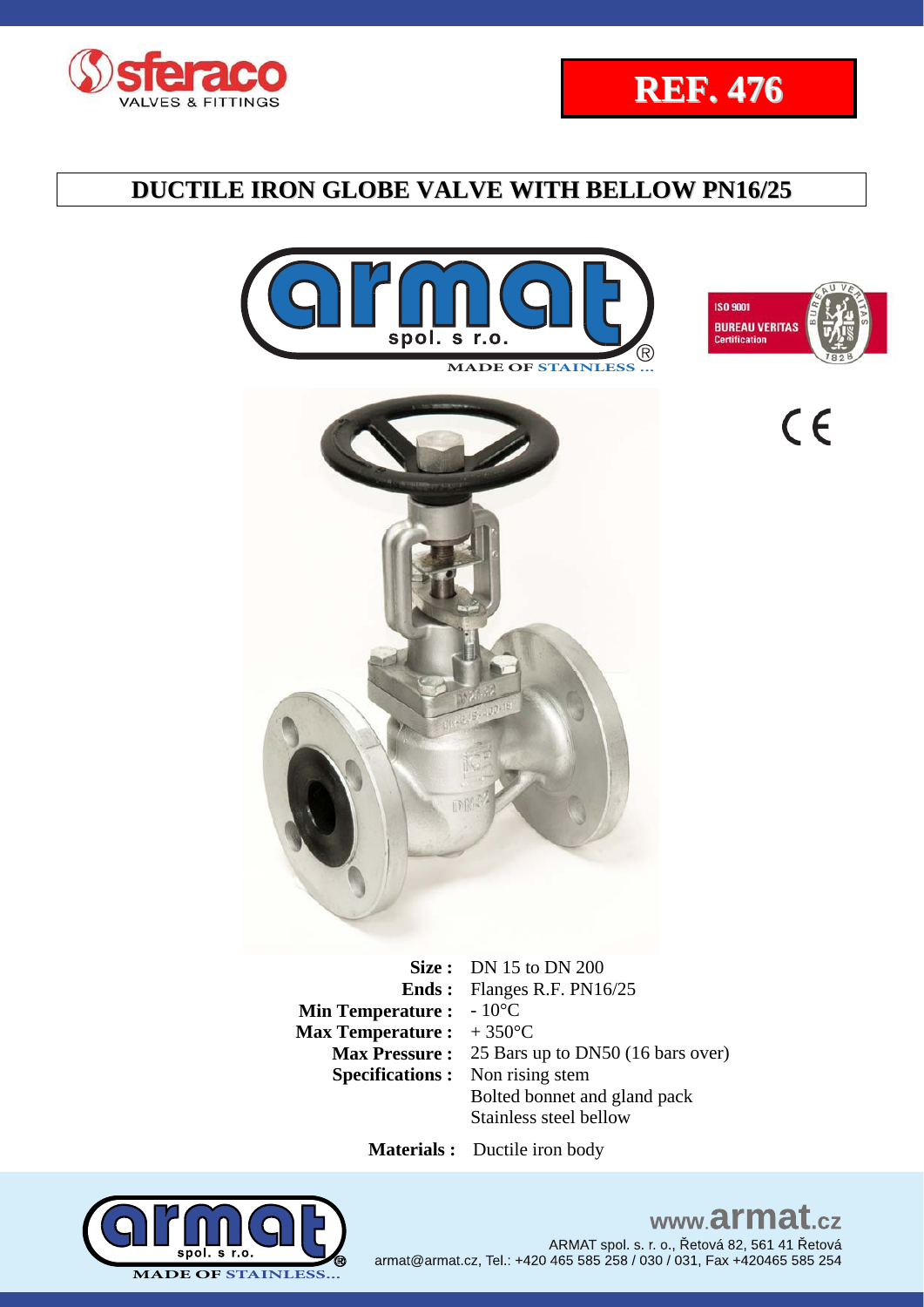**REF. 476**

# DUCTILE IRON GLOBE VALVE WITH BELLOW PN16/25

MADE OF STAINLESS ...

**Size :** DN 15 to DN 200
**Ends :** Flanges R.F. PN16/25
**Min Temperature :** - 10°C
**Max Temperature :** + 350°C
**Max Pressure :** 25 Bars up to DN50 (16 bars over)
**Specifications :** Non rising stem
Bolted bonnet and gland pack
Stainless steel bellow

**Materials :** Ductile iron body

MADE OF STAINLESS...

www.armat.cz
ARMAT spol. s. r. o., Řetová 82, 561 41 Řetová
armat@armat.cz, Tel.: +420 465 585 258 / 030 / 031, Fax +420465 585 254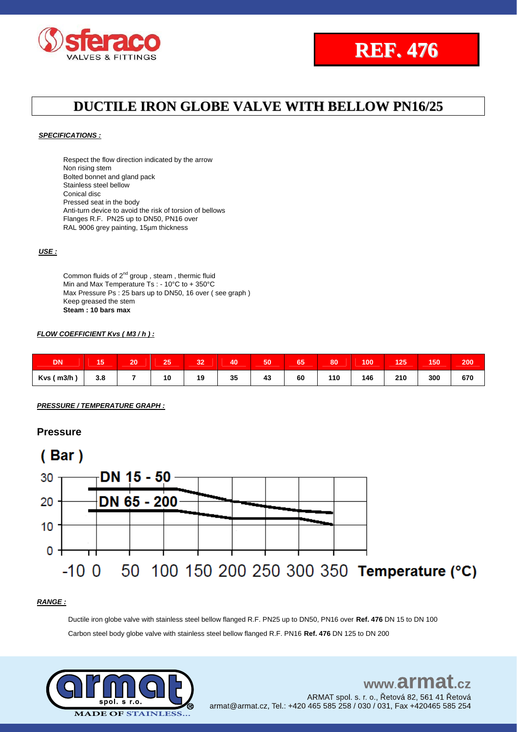# REF. 476

## DUCTILE IRON GLOBE VALVE WITH BELLOW PN16/25

***SPECIFICATIONS :***

Respect the flow direction indicated by the arrow
Non rising stem
Bolted bonnet and gland pack
Stainless steel bellow
Conical disc
Pressed seat in the body
Anti-turn device to avoid the risk of torsion of bellows
Flanges R.F. PN25 up to DN50, PN16 over
RAL 9006 grey painting, 15µm thickness

***USE :***

Common fluids of 2nd group , steam , thermic fluid
Min and Max Temperature Ts : - 10°C to + 350°C
Max Pressure Ps : 25 bars up to DN50, 16 over ( see graph )
Keep greased the stem
**Steam : 10 bars max**

***FLOW COEFFICIENT Kvs ( M3 / h ) :***

| DN | 15 | 20 | 25 | 32 | 40 | 50 | 65 | 80 | 100 | 125 | 150 | 200 |
|---|---|---|---|---|---|---|---|---|---|---|---|---|
| Kvs ( m3/h ) | 3.8 | 7 | 10 | 19 | 35 | 43 | 60 | 110 | 146 | 210 | 300 | 670 |

***PRESSURE / TEMPERATURE GRAPH :***

Pressure
( Bar )

DN 15 - 50
DN 65 - 200

Temperature (°C)

***RANGE :***

Ductile iron globe valve with stainless steel bellow flanged R.F. PN25 up to DN50, PN16 over **Ref. 476** DN 15 to DN 100

Carbon steel body globe valve with stainless steel bellow flanged R.F. PN16 **Ref. 476** DN 125 to DN 200

www.armat.cz
ARMAT spol. s r. o., Řetová 82, 561 41 Řetová
armat@armat.cz, Tel.: +420 465 585 258 / 030 / 031, Fax +420465 585 254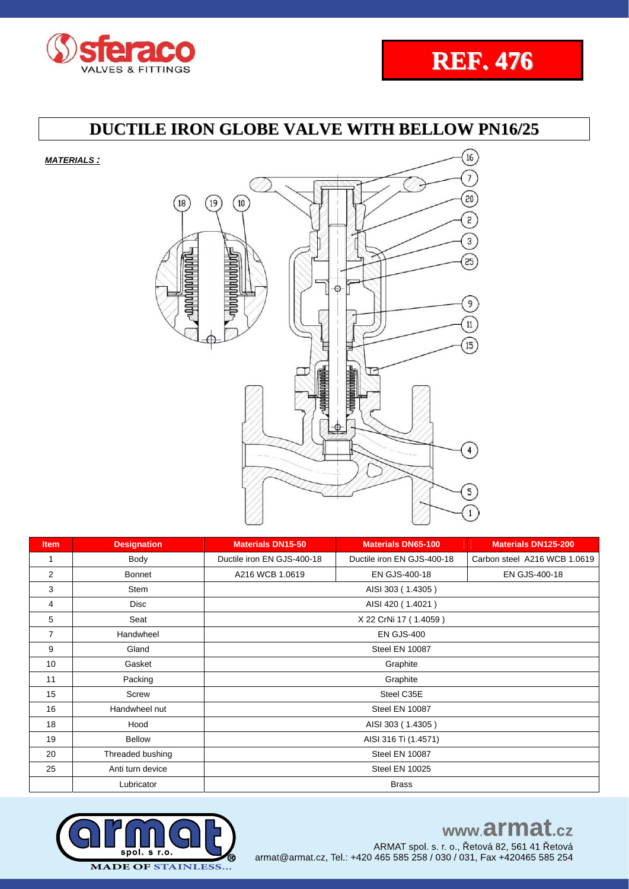# REF. 476

## DUCTILE IRON GLOBE VALVE WITH BELLOW PN16/25

***MATERIALS :***

| Item | Designation | Materials DN15-50 | Materials DN65-100 | Materials DN125-200 |
|---|---|---|---|---|
| 1 | Body | Ductile iron EN GJS-400-18 | Ductile iron EN GJS-400-18 | Carbon steel A216 WCB 1.0619 |
| 2 | Bonnet | A216 WCB 1.0619 | EN GJS-400-18 | EN GJS-400-18 |
| 3 | Stem | AISI 303 ( 1.4305 ) | | |
| 4 | Disc | AISI 420 ( 1.4021 ) | | |
| 5 | Seat | X 22 CrNi 17 ( 1.4059 ) | | |
| 7 | Handwheel | EN GJS-400 | | |
| 9 | Gland | Steel EN 10087 | | |
| 10 | Gasket | Graphite | | |
| 11 | Packing | Graphite | | |
| 15 | Screw | Steel C35E | | |
| 16 | Handwheel nut | Steel EN 10087 | | |
| 18 | Hood | AISI 303 ( 1.4305 ) | | |
| 19 | Bellow | AISI 316 Ti (1.4571) | | |
| 20 | Threaded bushing | Steel EN 10087 | | |
| 25 | Anti turn device | Steel EN 10025 | | |
| | Lubricator | Brass | | |

www.armat.cz

ARMAT spol. s r. o., Řetová 82, 561 41 Řetová
armat@armat.cz, Tel.: +420 465 585 258 / 030 / 031, Fax +420465 585 254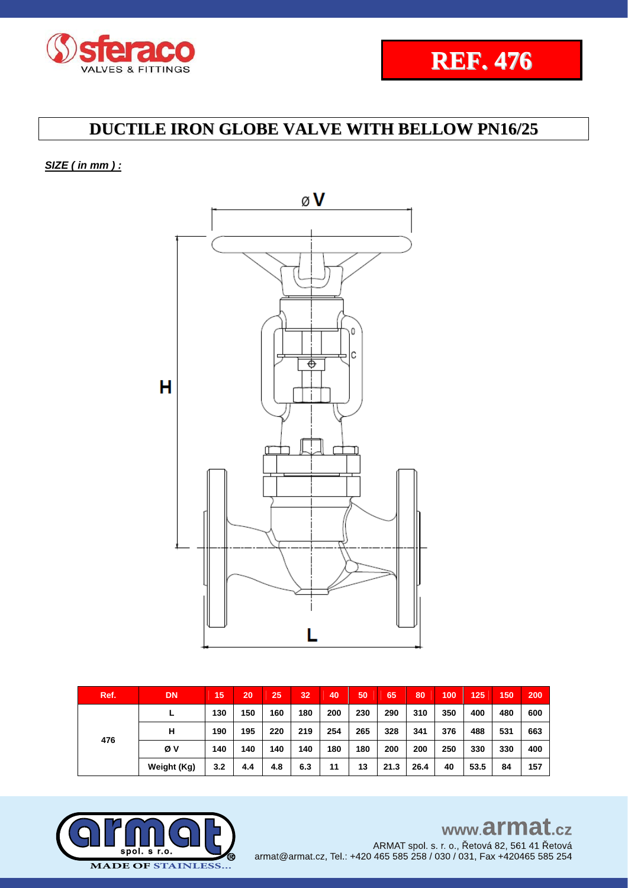**REF. 476**

# DUCTILE IRON GLOBE VALVE WITH BELLOW PN16/25

***SIZE ( in mm ) :***

| Ref. | DN | 15 | 20 | 25 | 32 | 40 | 50 | 65 | 80 | 100 | 125 | 150 | 200 |
|---|---|---|---|---|---|---|---|---|---|---|---|---|---|
| 476 | L | 130 | 150 | 160 | 180 | 200 | 230 | 290 | 310 | 350 | 400 | 480 | 600 |
| | H | 190 | 195 | 220 | 219 | 254 | 265 | 328 | 341 | 376 | 488 | 531 | 663 |
| | Ø V | 140 | 140 | 140 | 140 | 180 | 180 | 200 | 200 | 250 | 330 | 330 | 400 |
| | Weight (Kg) | 3.2 | 4.4 | 4.8 | 6.3 | 11 | 13 | 21.3 | 26.4 | 40 | 53.5 | 84 | 157 |

www.armat.cz
ARMAT spol. s r. o., Řetová 82, 561 41 Řetová
armat@armat.cz, Tel.: +420 465 585 258 / 030 / 031, Fax +420465 585 254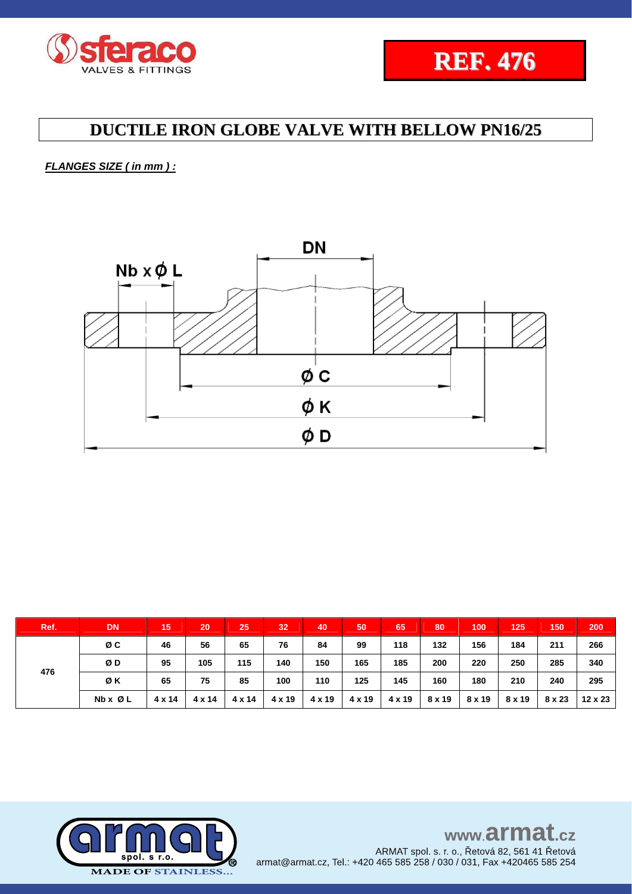# REF. 476

## DUCTILE IRON GLOBE VALVE WITH BELLOW PN16/25

***FLANGES SIZE ( in mm ) :***

| Ref. | DN | 15 | 20 | 25 | 32 | 40 | 50 | 65 | 80 | 100 | 125 | 150 | 200 |
|---|---|---|---|---|---|---|---|---|---|---|---|---|---|
| 476 | Ø C | 46 | 56 | 65 | 76 | 84 | 99 | 118 | 132 | 156 | 184 | 211 | 266 |
| | Ø D | 95 | 105 | 115 | 140 | 150 | 165 | 185 | 200 | 220 | 250 | 285 | 340 |
| | Ø K | 65 | 75 | 85 | 100 | 110 | 125 | 145 | 160 | 180 | 210 | 240 | 295 |
| | Nb x Ø L | 4 x 14 | 4 x 14 | 4 x 14 | 4 x 19 | 4 x 19 | 4 x 19 | 4 x 19 | 8 x 19 | 8 x 19 | 8 x 19 | 8 x 23 | 12 x 23 |

www.armat.cz

ARMAT spol. s. r. o., Řetová 82, 561 41 Řetová
armat@armat.cz, Tel.: +420 465 585 258 / 030 / 031, Fax +420465 585 254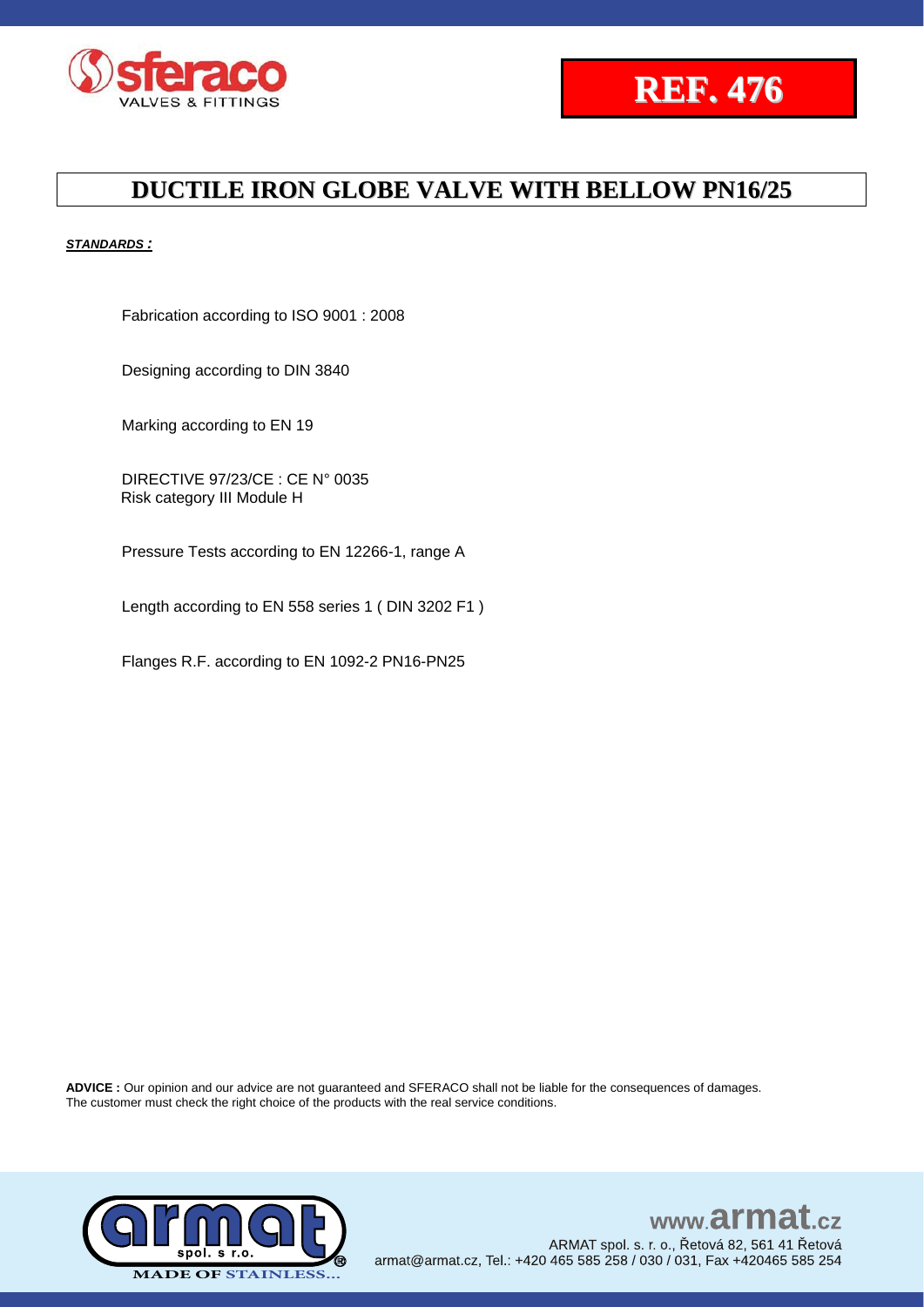**REF. 476**

# DUCTILE IRON GLOBE VALVE WITH BELLOW PN16/25

***STANDARDS :***

Fabrication according to ISO 9001 : 2008

Designing according to DIN 3840

Marking according to EN 19

DIRECTIVE 97/23/CE : CE N° 0035
Risk category III Module H

Pressure Tests according to EN 12266-1, range A

Length according to EN 558 series 1 ( DIN 3202 F1 )

Flanges R.F. according to EN 1092-2 PN16-PN25

**ADVICE :** Our opinion and our advice are not guaranteed and SFERACO shall not be liable for the consequences of damages.
The customer must check the right choice of the products with the real service conditions.

www.armat.cz
ARMAT spol. s r. o., Řetová 82, 561 41 Řetová
armat@armat.cz, Tel.: +420 465 585 258 / 030 / 031, Fax +420465 585 254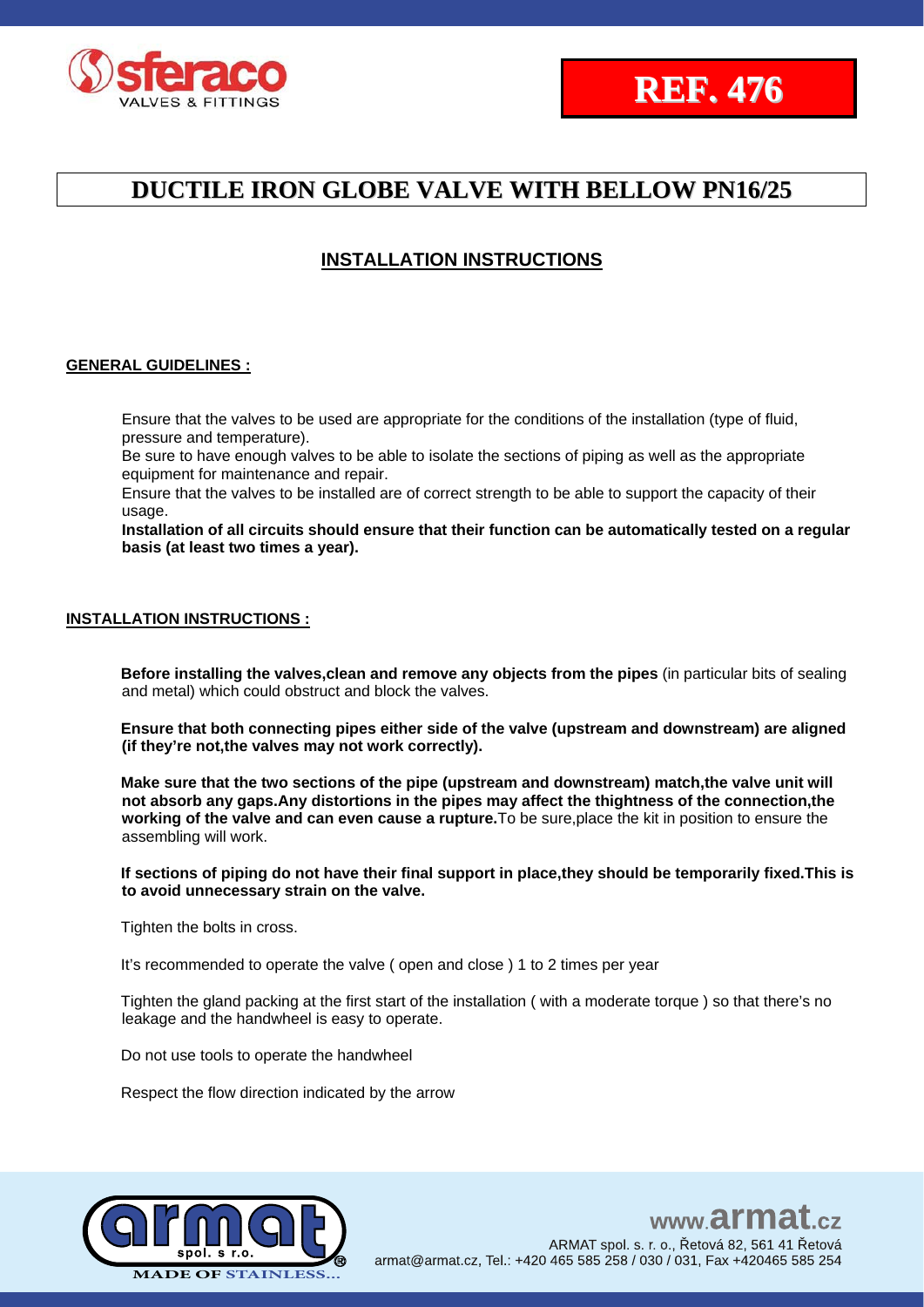# REF. 476

# DUCTILE IRON GLOBE VALVE WITH BELLOW PN16/25

## INSTALLATION INSTRUCTIONS

### GENERAL GUIDELINES :

Ensure that the valves to be used are appropriate for the conditions of the installation (type of fluid, pressure and temperature).
Be sure to have enough valves to be able to isolate the sections of piping as well as the appropriate equipment for maintenance and repair.
Ensure that the valves to be installed are of correct strength to be able to support the capacity of their usage.
**Installation of all circuits should ensure that their function can be automatically tested on a regular basis (at least two times a year).**

### INSTALLATION INSTRUCTIONS :

**Before installing the valves,clean and remove any objects from the pipes** (in particular bits of sealing and metal) which could obstruct and block the valves.

**Ensure that both connecting pipes either side of the valve (upstream and downstream) are aligned (if they're not,the valves may not work correctly).**

**Make sure that the two sections of the pipe (upstream and downstream) match,the valve unit will not absorb any gaps.Any distortions in the pipes may affect the thightness of the connection,the working of the valve and can even cause a rupture.**To be sure,place the kit in position to ensure the assembling will work.

**If sections of piping do not have their final support in place,they should be temporarily fixed.This is to avoid unnecessary strain on the valve.**

Tighten the bolts in cross.

It's recommended to operate the valve ( open and close ) 1 to 2 times per year

Tighten the gland packing at the first start of the installation ( with a moderate torque ) so that there's no leakage and the handwheel is easy to operate.

Do not use tools to operate the handwheel

Respect the flow direction indicated by the arrow